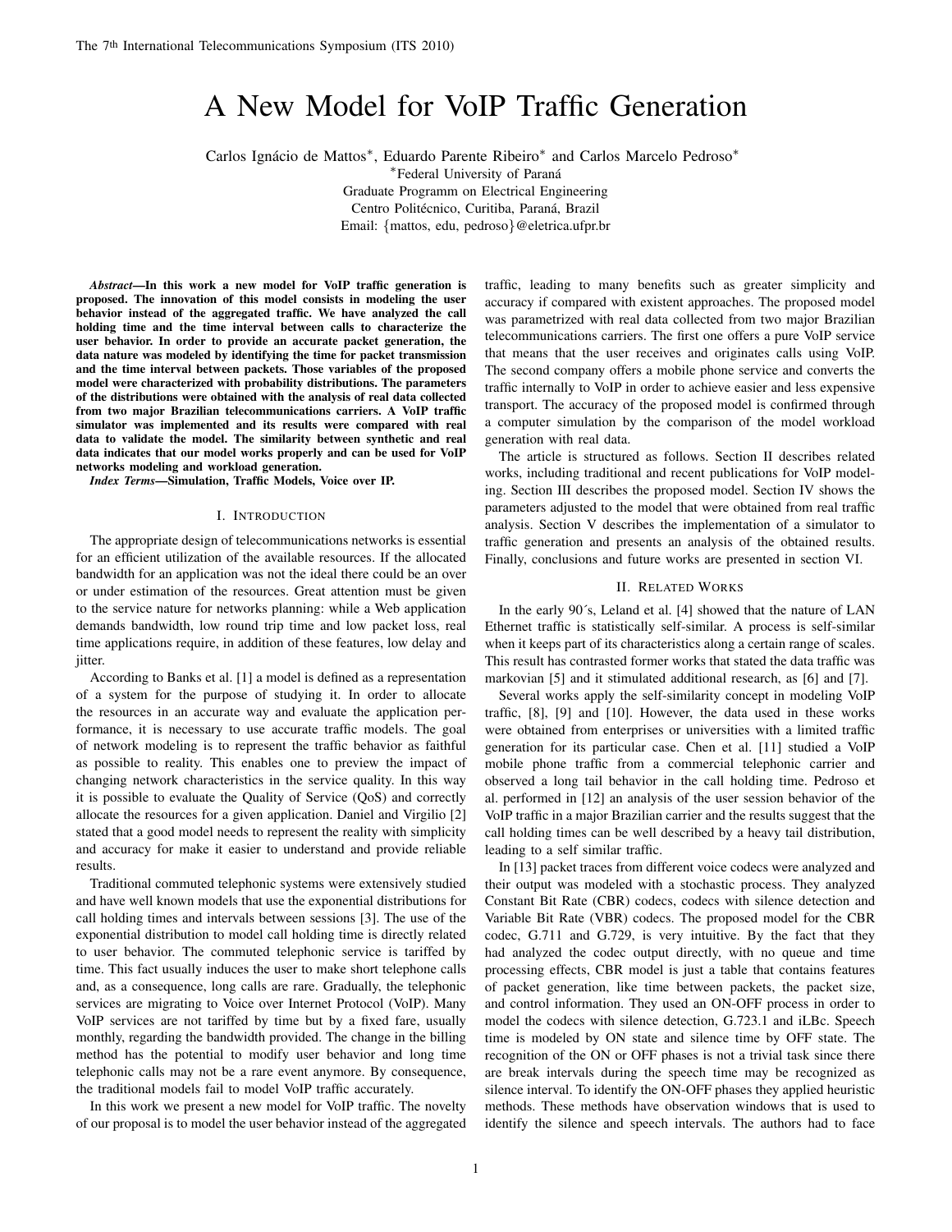# A New Model for VoIP Traffic Generation

Carlos Ignácio de Mattos*, Eduardo Parente Ribeiro* and Carlos Marcelo Pedroso*

*Federal University of Paraná
Graduate Programm on Electrical Engineering
Centro Politécnico, Curitiba, Paraná, Brazil
Email: {mattos, edu, pedroso}@eletrica.ufpr.br

***Abstract*—In this work a new model for VoIP traffic generation is proposed. The innovation of this model consists in modeling the user behavior instead of the aggregated traffic. We have analyzed the call holding time and the time interval between calls to characterize the user behavior. In order to provide an accurate packet generation, the data nature was modeled by identifying the time for packet transmission and the time interval between packets. Those variables of the proposed model were characterized with probability distributions. The parameters of the distributions were obtained with the analysis of real data collected from two major Brazilian telecommunications carriers. A VoIP traffic simulator was implemented and its results were compared with real data to validate the model. The similarity between synthetic and real data indicates that our model works properly and can be used for VoIP networks modeling and workload generation.**

***Index Terms*—Simulation, Traffic Models, Voice over IP.**

## I. Introduction

The appropriate design of telecommunications networks is essential for an efficient utilization of the available resources. If the allocated bandwidth for an application was not the ideal there could be an over or under estimation of the resources. Great attention must be given to the service nature for networks planning: while a Web application demands bandwidth, low round trip time and low packet loss, real time applications require, in addition of these features, low delay and jitter.

According to Banks et al. [1] a model is defined as a representation of a system for the purpose of studying it. In order to allocate the resources in an accurate way and evaluate the application performance, it is necessary to use accurate traffic models. The goal of network modeling is to represent the traffic behavior as faithful as possible to reality. This enables one to preview the impact of changing network characteristics in the service quality. In this way it is possible to evaluate the Quality of Service (QoS) and correctly allocate the resources for a given application. Daniel and Virgilio [2] stated that a good model needs to represent the reality with simplicity and accuracy for make it easier to understand and provide reliable results.

Traditional commuted telephonic systems were extensively studied and have well known models that use the exponential distributions for call holding times and intervals between sessions [3]. The use of the exponential distribution to model call holding time is directly related to user behavior. The commuted telephonic service is tariffed by time. This fact usually induces the user to make short telephone calls and, as a consequence, long calls are rare. Gradually, the telephonic services are migrating to Voice over Internet Protocol (VoIP). Many VoIP services are not tariffed by time but by a fixed fare, usually monthly, regarding the bandwidth provided. The change in the billing method has the potential to modify user behavior and long time telephonic calls may not be a rare event anymore. By consequence, the traditional models fail to model VoIP traffic accurately.

In this work we present a new model for VoIP traffic. The novelty of our proposal is to model the user behavior instead of the aggregated traffic, leading to many benefits such as greater simplicity and accuracy if compared with existent approaches. The proposed model was parametrized with real data collected from two major Brazilian telecommunications carriers. The first one offers a pure VoIP service that means that the user receives and originates calls using VoIP. The second company offers a mobile phone service and converts the traffic internally to VoIP in order to achieve easier and less expensive transport. The accuracy of the proposed model is confirmed through a computer simulation by the comparison of the model workload generation with real data.

The article is structured as follows. Section II describes related works, including traditional and recent publications for VoIP modeling. Section III describes the proposed model. Section IV shows the parameters adjusted to the model that were obtained from real traffic analysis. Section V describes the implementation of a simulator to traffic generation and presents an analysis of the obtained results. Finally, conclusions and future works are presented in section VI.

## II. Related Works

In the early 90´s, Leland et al. [4] showed that the nature of LAN Ethernet traffic is statistically self-similar. A process is self-similar when it keeps part of its characteristics along a certain range of scales. This result has contrasted former works that stated the data traffic was markovian [5] and it stimulated additional research, as [6] and [7].

Several works apply the self-similarity concept in modeling VoIP traffic, [8], [9] and [10]. However, the data used in these works were obtained from enterprises or universities with a limited traffic generation for its particular case. Chen et al. [11] studied a VoIP mobile phone traffic from a commercial telephonic carrier and observed a long tail behavior in the call holding time. Pedroso et al. performed in [12] an analysis of the user session behavior of the VoIP traffic in a major Brazilian carrier and the results suggest that the call holding times can be well described by a heavy tail distribution, leading to a self similar traffic.

In [13] packet traces from different voice codecs were analyzed and their output was modeled with a stochastic process. They analyzed Constant Bit Rate (CBR) codecs, codecs with silence detection and Variable Bit Rate (VBR) codecs. The proposed model for the CBR codec, G.711 and G.729, is very intuitive. By the fact that they had analyzed the codec output directly, with no queue and time processing effects, CBR model is just a table that contains features of packet generation, like time between packets, the packet size, and control information. They used an ON-OFF process in order to model the codecs with silence detection, G.723.1 and iLBc. Speech time is modeled by ON state and silence time by OFF state. The recognition of the ON or OFF phases is not a trivial task since there are break intervals during the speech time may be recognized as silence interval. To identify the ON-OFF phases they applied heuristic methods. These methods have observation windows that is used to identify the silence and speech intervals. The authors had to face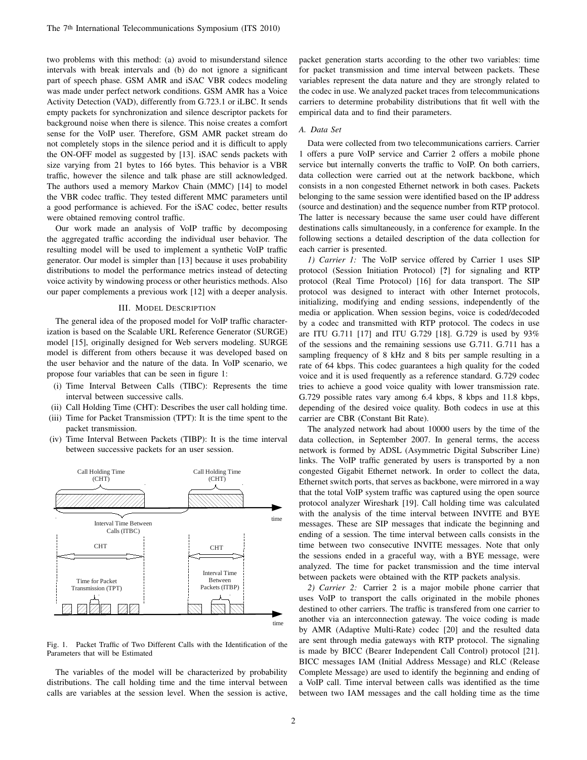two problems with this method: (a) avoid to misunderstand silence intervals with break intervals and (b) do not ignore a significant part of speech phase. GSM AMR and iSAC VBR codecs modeling was made under perfect network conditions. GSM AMR has a Voice Activity Detection (VAD), differently from G.723.1 or iLBC. It sends empty packets for synchronization and silence descriptor packets for background noise when there is silence. This noise creates a comfort sense for the VoIP user. Therefore, GSM AMR packet stream do not completely stops in the silence period and it is difficult to apply the ON-OFF model as suggested by [13]. iSAC sends packets with size varying from 21 bytes to 166 bytes. This behavior is a VBR traffic, however the silence and talk phase are still acknowledged. The authors used a memory Markov Chain (MMC) [14] to model the VBR codec traffic. They tested different MMC parameters until a good performance is achieved. For the iSAC codec, better results were obtained removing control traffic.

Our work made an analysis of VoIP traffic by decomposing the aggregated traffic according the individual user behavior. The resulting model will be used to implement a synthetic VoIP traffic generator. Our model is simpler than [13] because it uses probability distributions to model the performance metrics instead of detecting voice activity by windowing process or other heuristics methods. Also our paper complements a previous work [12] with a deeper analysis.

## III. Model Description

The general idea of the proposed model for VoIP traffic characterization is based on the Scalable URL Reference Generator (SURGE) model [15], originally designed for Web servers modeling. SURGE model is different from others because it was developed based on the user behavior and the nature of the data. In VoIP scenario, we propose four variables that can be seen in figure 1:

- (i) Time Interval Between Calls (TIBC): Represents the time interval between successive calls.
- (ii) Call Holding Time (CHT): Describes the user call holding time.
- (iii) Time for Packet Transmission (TPT): It is the time spent to the packet transmission.
- (iv) Time Interval Between Packets (TIBP): It is the time interval between successive packets for an user session.

Fig. 1. Packet Traffic of Two Different Calls with the Identification of the Parameters that will be Estimated

The variables of the model will be characterized by probability distributions. The call holding time and the time interval between calls are variables at the session level. When the session is active, packet generation starts according to the other two variables: time for packet transmission and time interval between packets. These variables represent the data nature and they are strongly related to the codec in use. We analyzed packet traces from telecommunications carriers to determine probability distributions that fit well with the empirical data and to find their parameters.

### A. Data Set

Data were collected from two telecommunications carriers. Carrier 1 offers a pure VoIP service and Carrier 2 offers a mobile phone service but internally converts the traffic to VoIP. On both carriers, data collection were carried out at the network backbone, which consists in a non congested Ethernet network in both cases. Packets belonging to the same session were identified based on the IP address (source and destination) and the sequence number from RTP protocol. The latter is necessary because the same user could have different destinations calls simultaneously, in a conference for example. In the following sections a detailed description of the data collection for each carrier is presented.

*1) Carrier 1:* The VoIP service offered by Carrier 1 uses SIP protocol (Session Initiation Protocol) [**?**] for signaling and RTP protocol (Real Time Protocol) [16] for data transport. The SIP protocol was designed to interact with other Internet protocols, initializing, modifying and ending sessions, independently of the media or application. When session begins, voice is coded/decoded by a codec and transmitted with RTP protocol. The codecs in use are ITU G.711 [17] and ITU G.729 [18]. G.729 is used by 93% of the sessions and the remaining sessions use G.711. G.711 has a sampling frequency of 8 kHz and 8 bits per sample resulting in a rate of 64 kbps. This codec guarantees a high quality for the coded voice and it is used frequently as a reference standard. G.729 codec tries to achieve a good voice quality with lower transmission rate. G.729 possible rates vary among 6.4 kbps, 8 kbps and 11.8 kbps, depending of the desired voice quality. Both codecs in use at this carrier are CBR (Constant Bit Rate).

The analyzed network had about 10000 users by the time of the data collection, in September 2007. In general terms, the access network is formed by ADSL (Asymmetric Digital Subscriber Line) links. The VoIP traffic generated by users is transported by a non congested Gigabit Ethernet network. In order to collect the data, Ethernet switch ports, that serves as backbone, were mirrored in a way that the total VoIP system traffic was captured using the open source protocol analyzer Wireshark [19]. Call holding time was calculated with the analysis of the time interval between INVITE and BYE messages. These are SIP messages that indicate the beginning and ending of a session. The time interval between calls consists in the time between two consecutive INVITE messages. Note that only the sessions ended in a graceful way, with a BYE message, were analyzed. The time for packet transmission and the time interval between packets were obtained with the RTP packets analysis.

*2) Carrier 2:* Carrier 2 is a major mobile phone carrier that uses VoIP to transport the calls originated in the mobile phones destined to other carriers. The traffic is transfered from one carrier to another via an interconnection gateway. The voice coding is made by AMR (Adaptive Multi-Rate) codec [20] and the resulted data are sent through media gateways with RTP protocol. The signaling is made by BICC (Bearer Independent Call Control) protocol [21]. BICC messages IAM (Initial Address Message) and RLC (Release Complete Message) are used to identify the beginning and ending of a VoIP call. Time interval between calls was identified as the time between two IAM messages and the call holding time as the time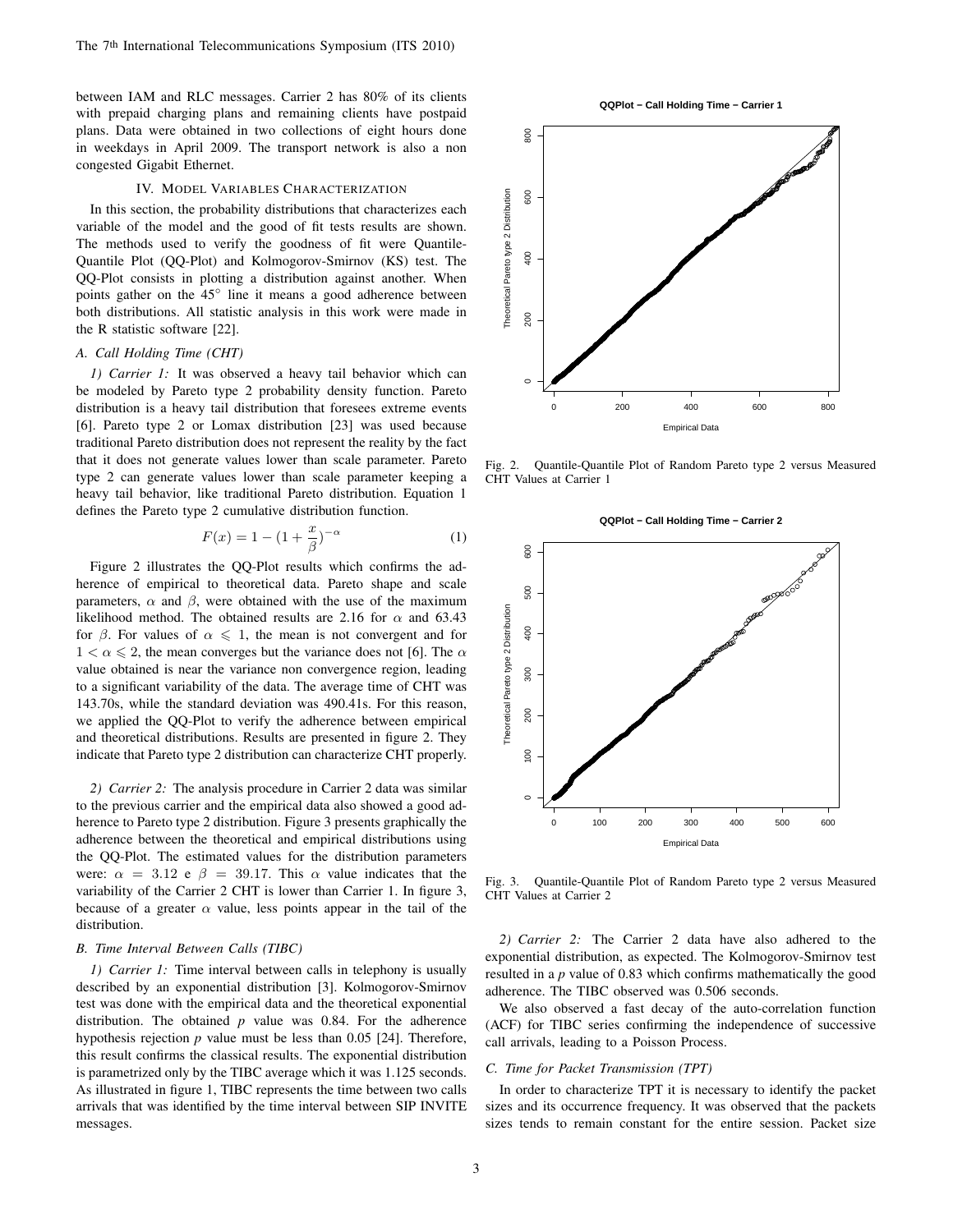between IAM and RLC messages. Carrier 2 has 80% of its clients with prepaid charging plans and remaining clients have postpaid plans. Data were obtained in two collections of eight hours done in weekdays in April 2009. The transport network is also a non congested Gigabit Ethernet.

## IV. Model Variables Characterization

In this section, the probability distributions that characterizes each variable of the model and the good of fit tests results are shown. The methods used to verify the goodness of fit were Quantile-Quantile Plot (QQ-Plot) and Kolmogorov-Smirnov (KS) test. The QQ-Plot consists in plotting a distribution against another. When points gather on the 45° line it means a good adherence between both distributions. All statistic analysis in this work were made in the R statistic software [22].

### A. Call Holding Time (CHT)

*1) Carrier 1:* It was observed a heavy tail behavior which can be modeled by Pareto type 2 probability density function. Pareto distribution is a heavy tail distribution that foresees extreme events [6]. Pareto type 2 or Lomax distribution [23] was used because traditional Pareto distribution does not represent the reality by the fact that it does not generate values lower than scale parameter. Pareto type 2 can generate values lower than scale parameter keeping a heavy tail behavior, like traditional Pareto distribution. Equation 1 defines the Pareto type 2 cumulative distribution function.

$$F(x) = 1 - (1 + \frac{x}{\beta})^{-\alpha} \tag{1}$$

Figure 2 illustrates the QQ-Plot results which confirms the adherence of empirical to theoretical data. Pareto shape and scale parameters, $\alpha$ and $\beta$, were obtained with the use of the maximum likelihood method. The obtained results are 2.16 for $\alpha$ and 63.43 for $\beta$. For values of $\alpha \leqslant 1$, the mean is not convergent and for $1 < \alpha \leqslant 2$, the mean converges but the variance does not [6]. The $\alpha$ value obtained is near the variance non convergence region, leading to a significant variability of the data. The average time of CHT was 143.70s, while the standard deviation was 490.41s. For this reason, we applied the QQ-Plot to verify the adherence between empirical and theoretical distributions. Results are presented in figure 2. They indicate that Pareto type 2 distribution can characterize CHT properly.

*2) Carrier 2:* The analysis procedure in Carrier 2 data was similar to the previous carrier and the empirical data also showed a good adherence to Pareto type 2 distribution. Figure 3 presents graphically the adherence between the theoretical and empirical distributions using the QQ-Plot. The estimated values for the distribution parameters were: $\alpha = 3.12$ e $\beta = 39.17$. This $\alpha$ value indicates that the variability of the Carrier 2 CHT is lower than Carrier 1. In figure 3, because of a greater $\alpha$ value, less points appear in the tail of the distribution.

### B. Time Interval Between Calls (TIBC)

*1) Carrier 1:* Time interval between calls in telephony is usually described by an exponential distribution [3]. Kolmogorov-Smirnov test was done with the empirical data and the theoretical exponential distribution. The obtained *p* value was 0.84. For the adherence hypothesis rejection *p* value must be less than 0.05 [24]. Therefore, this result confirms the classical results. The exponential distribution is parametrized only by the TIBC average which it was 1.125 seconds. As illustrated in figure 1, TIBC represents the time between two calls arrivals that was identified by the time interval between SIP INVITE messages.

Fig. 2. Quantile-Quantile Plot of Random Pareto type 2 versus Measured CHT Values at Carrier 1

Fig. 3. Quantile-Quantile Plot of Random Pareto type 2 versus Measured CHT Values at Carrier 2

*2) Carrier 2:* The Carrier 2 data have also adhered to the exponential distribution, as expected. The Kolmogorov-Smirnov test resulted in a *p* value of 0.83 which confirms mathematically the good adherence. The TIBC observed was 0.506 seconds.

We also observed a fast decay of the auto-correlation function (ACF) for TIBC series confirming the independence of successive call arrivals, leading to a Poisson Process.

### C. Time for Packet Transmission (TPT)

In order to characterize TPT it is necessary to identify the packet sizes and its occurrence frequency. It was observed that the packets sizes tends to remain constant for the entire session. Packet size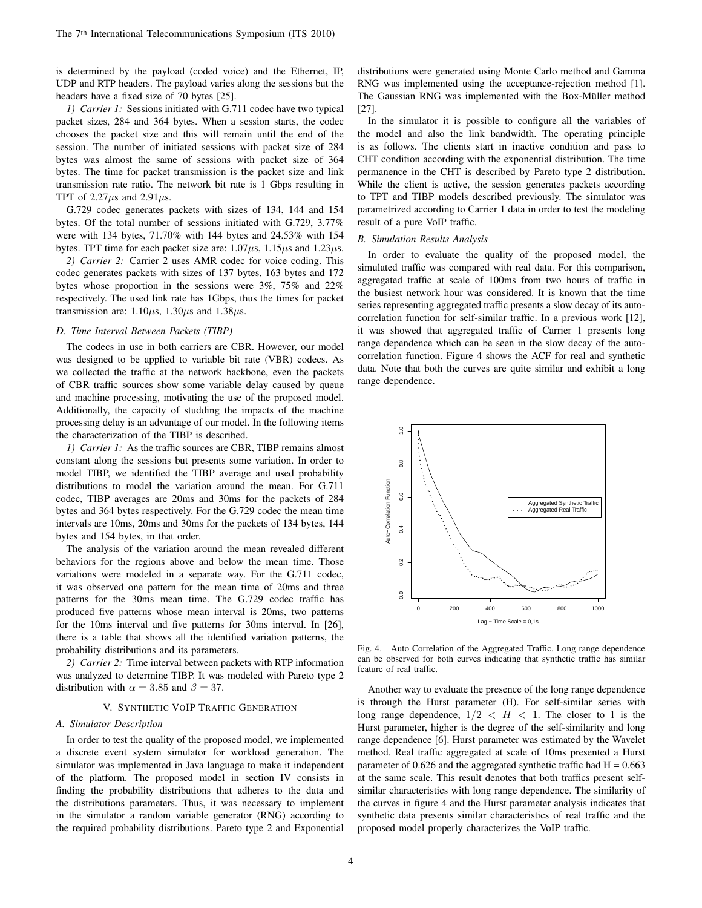is determined by the payload (coded voice) and the Ethernet, IP, UDP and RTP headers. The payload varies along the sessions but the headers have a fixed size of 70 bytes [25].

*1) Carrier 1:* Sessions initiated with G.711 codec have two typical packet sizes, 284 and 364 bytes. When a session starts, the codec chooses the packet size and this will remain until the end of the session. The number of initiated sessions with packet size of 284 bytes was almost the same of sessions with packet size of 364 bytes. The time for packet transmission is the packet size and link transmission rate ratio. The network bit rate is 1 Gbps resulting in TPT of $2.27\mu$s and $2.91\mu$s.

G.729 codec generates packets with sizes of 134, 144 and 154 bytes. Of the total number of sessions initiated with G.729, 3.77% were with 134 bytes, 71.70% with 144 bytes and 24.53% with 154 bytes. TPT time for each packet size are: $1.07\mu$s, $1.15\mu$s and $1.23\mu$s.

*2) Carrier 2:* Carrier 2 uses AMR codec for voice coding. This codec generates packets with sizes of 137 bytes, 163 bytes and 172 bytes whose proportion in the sessions were 3%, 75% and 22% respectively. The used link rate has 1Gbps, thus the times for packet transmission are: $1.10\mu$s, $1.30\mu$s and $1.38\mu$s.

### D. Time Interval Between Packets (TIBP)

The codecs in use in both carriers are CBR. However, our model was designed to be applied to variable bit rate (VBR) codecs. As we collected the traffic at the network backbone, even the packets of CBR traffic sources show some variable delay caused by queue and machine processing, motivating the use of the proposed model. Additionally, the capacity of studding the impacts of the machine processing delay is an advantage of our model. In the following items the characterization of the TIBP is described.

*1) Carrier 1:* As the traffic sources are CBR, TIBP remains almost constant along the sessions but presents some variation. In order to model TIBP, we identified the TIBP average and used probability distributions to model the variation around the mean. For G.711 codec, TIBP averages are 20ms and 30ms for the packets of 284 bytes and 364 bytes respectively. For the G.729 codec the mean time intervals are 10ms, 20ms and 30ms for the packets of 134 bytes, 144 bytes and 154 bytes, in that order.

The analysis of the variation around the mean revealed different behaviors for the regions above and below the mean time. Those variations were modeled in a separate way. For the G.711 codec, it was observed one pattern for the mean time of 20ms and three patterns for the 30ms mean time. The G.729 codec traffic has produced five patterns whose mean interval is 20ms, two patterns for the 10ms interval and five patterns for 30ms interval. In [26], there is a table that shows all the identified variation patterns, the probability distributions and its parameters.

*2) Carrier 2:* Time interval between packets with RTP information was analyzed to determine TIBP. It was modeled with Pareto type 2 distribution with $\alpha = 3.85$ and $\beta = 37$.

## V. Synthetic VoIP Traffic Generation

### A. Simulator Description

In order to test the quality of the proposed model, we implemented a discrete event system simulator for workload generation. The simulator was implemented in Java language to make it independent of the platform. The proposed model in section IV consists in finding the probability distributions that adheres to the data and the distributions parameters. Thus, it was necessary to implement in the simulator a random variable generator (RNG) according to the required probability distributions. Pareto type 2 and Exponential distributions were generated using Monte Carlo method and Gamma RNG was implemented using the acceptance-rejection method [1]. The Gaussian RNG was implemented with the Box-Müller method [27].

In the simulator it is possible to configure all the variables of the model and also the link bandwidth. The operating principle is as follows. The clients start in inactive condition and pass to CHT condition according with the exponential distribution. The time permanence in the CHT is described by Pareto type 2 distribution. While the client is active, the session generates packets according to TPT and TIBP models described previously. The simulator was parametrized according to Carrier 1 data in order to test the modeling result of a pure VoIP traffic.

### B. Simulation Results Analysis

In order to evaluate the quality of the proposed model, the simulated traffic was compared with real data. For this comparison, aggregated traffic at scale of 100ms from two hours of traffic in the busiest network hour was considered. It is known that the time series representing aggregated traffic presents a slow decay of its auto-correlation function for self-similar traffic. In a previous work [12], it was showed that aggregated traffic of Carrier 1 presents long range dependence which can be seen in the slow decay of the auto-correlation function. Figure 4 shows the ACF for real and synthetic data. Note that both the curves are quite similar and exhibit a long range dependence.

Fig. 4. Auto Correlation of the Aggregated Traffic. Long range dependence can be observed for both curves indicating that synthetic traffic has similar feature of real traffic.

Another way to evaluate the presence of the long range dependence is through the Hurst parameter (H). For self-similar series with long range dependence, $1/2 < H < 1$. The closer to 1 is the Hurst parameter, higher is the degree of the self-similarity and long range dependence [6]. Hurst parameter was estimated by the Wavelet method. Real traffic aggregated at scale of 10ms presented a Hurst parameter of 0.626 and the aggregated synthetic traffic had H = 0.663 at the same scale. This result denotes that both traffics present self-similar characteristics with long range dependence. The similarity of the curves in figure 4 and the Hurst parameter analysis indicates that synthetic data presents similar characteristics of real traffic and the proposed model properly characterizes the VoIP traffic.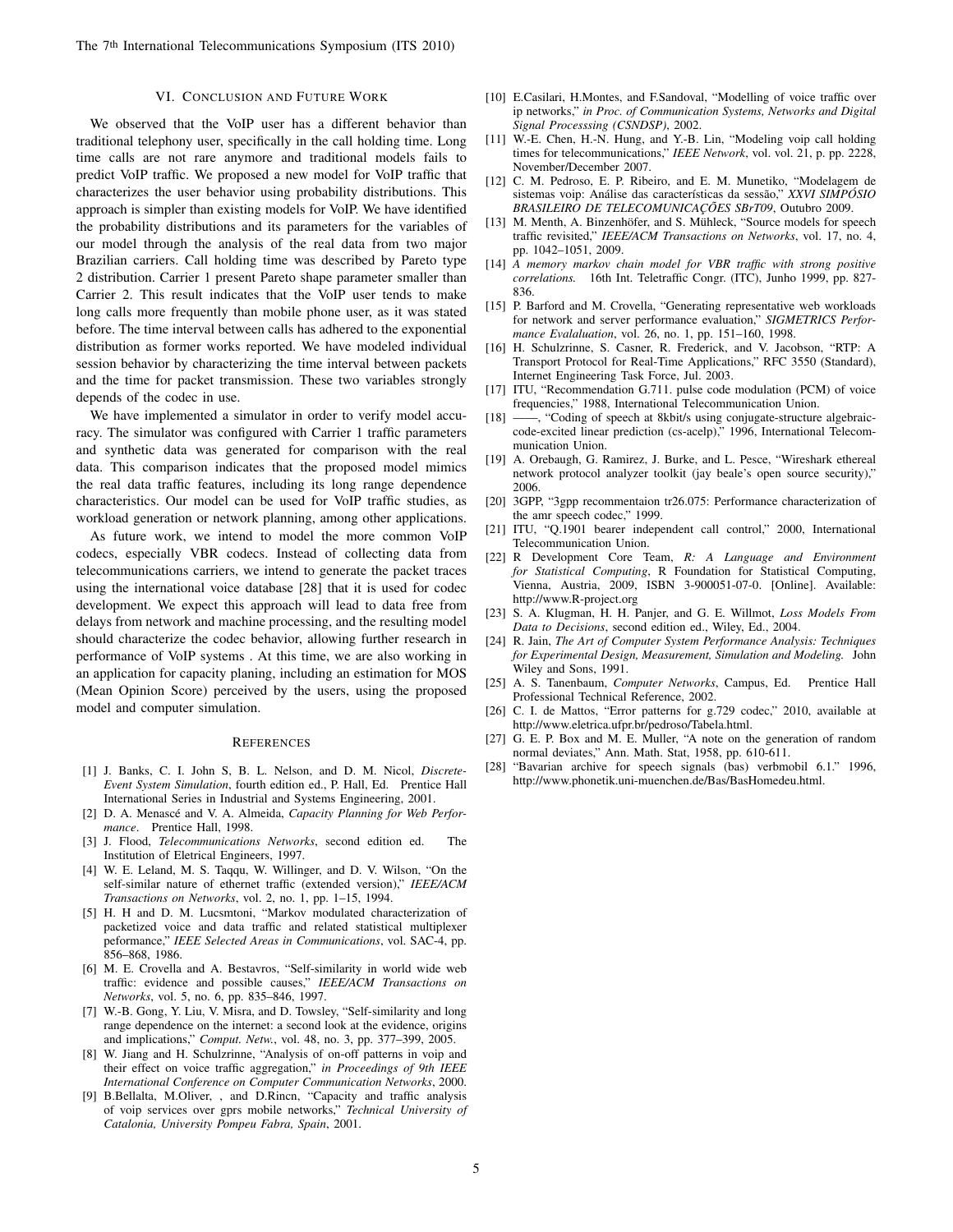## VI. Conclusion and Future Work

We observed that the VoIP user has a different behavior than traditional telephony user, specifically in the call holding time. Long time calls are not rare anymore and traditional models fails to predict VoIP traffic. We proposed a new model for VoIP traffic that characterizes the user behavior using probability distributions. This approach is simpler than existing models for VoIP. We have identified the probability distributions and its parameters for the variables of our model through the analysis of the real data from two major Brazilian carriers. Call holding time was described by Pareto type 2 distribution. Carrier 1 present Pareto shape parameter smaller than Carrier 2. This result indicates that the VoIP user tends to make long calls more frequently than mobile phone user, as it was stated before. The time interval between calls has adhered to the exponential distribution as former works reported. We have modeled individual session behavior by characterizing the time interval between packets and the time for packet transmission. These two variables strongly depends of the codec in use.

We have implemented a simulator in order to verify model accuracy. The simulator was configured with Carrier 1 traffic parameters and synthetic data was generated for comparison with the real data. This comparison indicates that the proposed model mimics the real data traffic features, including its long range dependence characteristics. Our model can be used for VoIP traffic studies, as workload generation or network planning, among other applications.

As future work, we intend to model the more common VoIP codecs, especially VBR codecs. Instead of collecting data from telecommunications carriers, we intend to generate the packet traces using the international voice database [28] that it is used for codec development. We expect this approach will lead to data free from delays from network and machine processing, and the resulting model should characterize the codec behavior, allowing further research in performance of VoIP systems . At this time, we are also working in an application for capacity planing, including an estimation for MOS (Mean Opinion Score) perceived by the users, using the proposed model and computer simulation.

## References

[1] J. Banks, C. I. John S, B. L. Nelson, and D. M. Nicol, *Discrete-Event System Simulation*, fourth edition ed., P. Hall, Ed. Prentice Hall International Series in Industrial and Systems Engineering, 2001.

[2] D. A. Menascé and V. A. Almeida, *Capacity Planning for Web Performance*. Prentice Hall, 1998.

[3] J. Flood, *Telecommunications Networks*, second edition ed. The Institution of Eletrical Engineers, 1997.

[4] W. E. Leland, M. S. Taqqu, W. Willinger, and D. V. Wilson, "On the self-similar nature of ethernet traffic (extended version)," *IEEE/ACM Transactions on Networks*, vol. 2, no. 1, pp. 1–15, 1994.

[5] H. H and D. M. Lucsmtoni, "Markov modulated characterization of packetized voice and data traffic and related statistical multiplexer peformance," *IEEE Selected Areas in Communications*, vol. SAC-4, pp. 856–868, 1986.

[6] M. E. Crovella and A. Bestavros, "Self-similarity in world wide web traffic: evidence and possible causes," *IEEE/ACM Transactions on Networks*, vol. 5, no. 6, pp. 835–846, 1997.

[7] W.-B. Gong, Y. Liu, V. Misra, and D. Towsley, "Self-similarity and long range dependence on the internet: a second look at the evidence, origins and implications," *Comput. Netw.*, vol. 48, no. 3, pp. 377–399, 2005.

[8] W. Jiang and H. Schulzrinne, "Analysis of on-off patterns in voip and their effect on voice traffic aggregation," *in Proceedings of 9th IEEE International Conference on Computer Communication Networks*, 2000.

[9] B.Bellalta, M.Oliver, , and D.Rincn, "Capacity and traffic analysis of voip services over gprs mobile networks," *Technical University of Catalonia, University Pompeu Fabra, Spain*, 2001.

[10] E.Casilari, H.Montes, and F.Sandoval, "Modelling of voice traffic over ip networks," *in Proc. of Communication Systems, Networks and Digital Signal Processsing (CSNDSP)*, 2002.

[11] W.-E. Chen, H.-N. Hung, and Y.-B. Lin, "Modeling voip call holding times for telecommunications," *IEEE Network*, vol. vol. 21, p. pp. 2228, November/December 2007.

[12] C. M. Pedroso, E. P. Ribeiro, and E. M. Munetiko, "Modelagem de sistemas voip: Análise das características da sessão," *XXVI SIMPÓSIO BRASILEIRO DE TELECOMUNICAÇÕES SBrT09*, Outubro 2009.

[13] M. Menth, A. Binzenhöfer, and S. Mühleck, "Source models for speech traffic revisited," *IEEE/ACM Transactions on Networks*, vol. 17, no. 4, pp. 1042–1051, 2009.

[14] *A memory markov chain model for VBR traffic with strong positive correlations.* 16th Int. Teletraffic Congr. (ITC), Junho 1999, pp. 827-836.

[15] P. Barford and M. Crovella, "Generating representative web workloads for network and server performance evaluation," *SIGMETRICS Performance Evalaluation*, vol. 26, no. 1, pp. 151–160, 1998.

[16] H. Schulzrinne, S. Casner, R. Frederick, and V. Jacobson, "RTP: A Transport Protocol for Real-Time Applications," RFC 3550 (Standard), Internet Engineering Task Force, Jul. 2003.

[17] ITU, "Recommendation G.711. pulse code modulation (PCM) of voice frequencies," 1988, International Telecommunication Union.

[18] ——, "Coding of speech at 8kbit/s using conjugate-structure algebraic-code-excited linear prediction (cs-acelp)," 1996, International Telecommunication Union.

[19] A. Orebaugh, G. Ramirez, J. Burke, and L. Pesce, "Wireshark ethereal network protocol analyzer toolkit (jay beale's open source security)," 2006.

[20] 3GPP, "3gpp recommentaion tr26.075: Performance characterization of the amr speech codec," 1999.

[21] ITU, "Q.1901 bearer independent call control," 2000, International Telecommunication Union.

[22] R Development Core Team, *R: A Language and Environment for Statistical Computing*, R Foundation for Statistical Computing, Vienna, Austria, 2009, ISBN 3-900051-07-0. [Online]. Available: http://www.R-project.org

[23] S. A. Klugman, H. H. Panjer, and G. E. Willmot, *Loss Models From Data to Decisions*, second edition ed., Wiley, Ed., 2004.

[24] R. Jain, *The Art of Computer System Performance Analysis: Techniques for Experimental Design, Measurement, Simulation and Modeling.* John Wiley and Sons, 1991.

[25] A. S. Tanenbaum, *Computer Networks*, Campus, Ed. Prentice Hall Professional Technical Reference, 2002.

[26] C. I. de Mattos, "Error patterns for g.729 codec," 2010, available at http://www.eletrica.ufpr.br/pedroso/Tabela.html.

[27] G. E. P. Box and M. E. Muller, "A note on the generation of random normal deviates," Ann. Math. Stat, 1958, pp. 610-611.

[28] "Bavarian archive for speech signals (bas) verbmobil 6.1." 1996, http://www.phonetik.uni-muenchen.de/Bas/BasHomedeu.html.